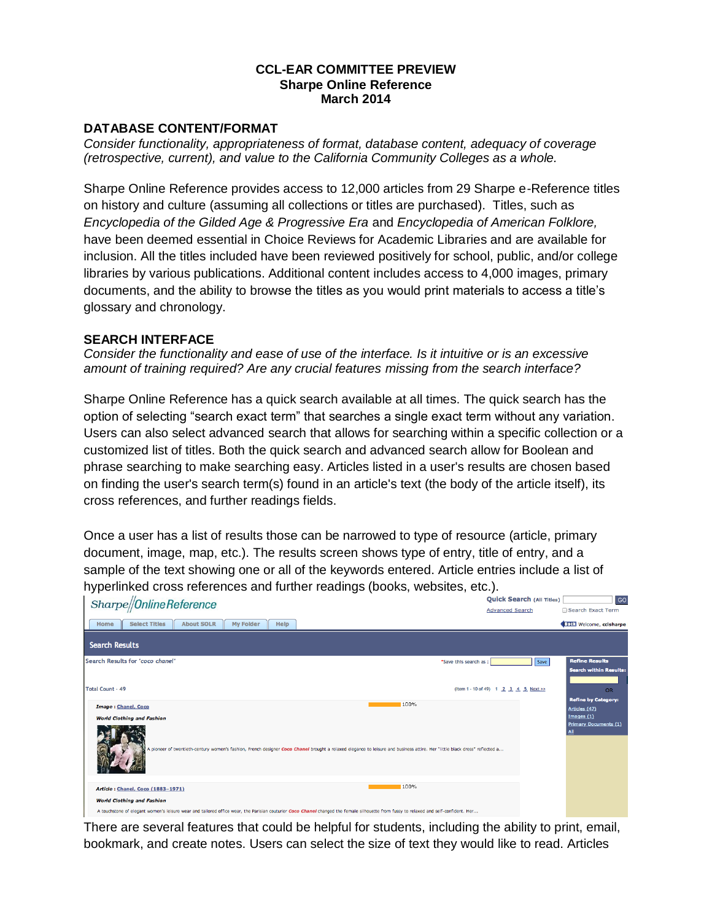**CCL-EAR COMMITTEE PREVIEW**
**Sharpe Online Reference**
**March 2014**

## DATABASE CONTENT/FORMAT

*Consider functionality, appropriateness of format, database content, adequacy of coverage (retrospective, current), and value to the California Community Colleges as a whole.*

Sharpe Online Reference provides access to 12,000 articles from 29 Sharpe e-Reference titles on history and culture (assuming all collections or titles are purchased). Titles, such as *Encyclopedia of the Gilded Age & Progressive Era* and *Encyclopedia of American Folklore,* have been deemed essential in Choice Reviews for Academic Libraries and are available for inclusion. All the titles included have been reviewed positively for school, public, and/or college libraries by various publications. Additional content includes access to 4,000 images, primary documents, and the ability to browse the titles as you would print materials to access a title's glossary and chronology.

## SEARCH INTERFACE

*Consider the functionality and ease of use of the interface. Is it intuitive or is an excessive amount of training required? Are any crucial features missing from the search interface?*

Sharpe Online Reference has a quick search available at all times. The quick search has the option of selecting "search exact term" that searches a single exact term without any variation. Users can also select advanced search that allows for searching within a specific collection or a customized list of titles. Both the quick search and advanced search allow for Boolean and phrase searching to make searching easy. Articles listed in a user's results are chosen based on finding the user's search term(s) found in an article's text (the body of the article itself), its cross references, and further readings fields.

Once a user has a list of results those can be narrowed to type of resource (article, primary document, image, map, etc.). The results screen shows type of entry, title of entry, and a sample of the text showing one or all of the keywords entered. Article entries include a list of hyperlinked cross references and further readings (books, websites, etc.).

There are several features that could be helpful for students, including the ability to print, email, bookmark, and create notes. Users can select the size of text they would like to read. Articles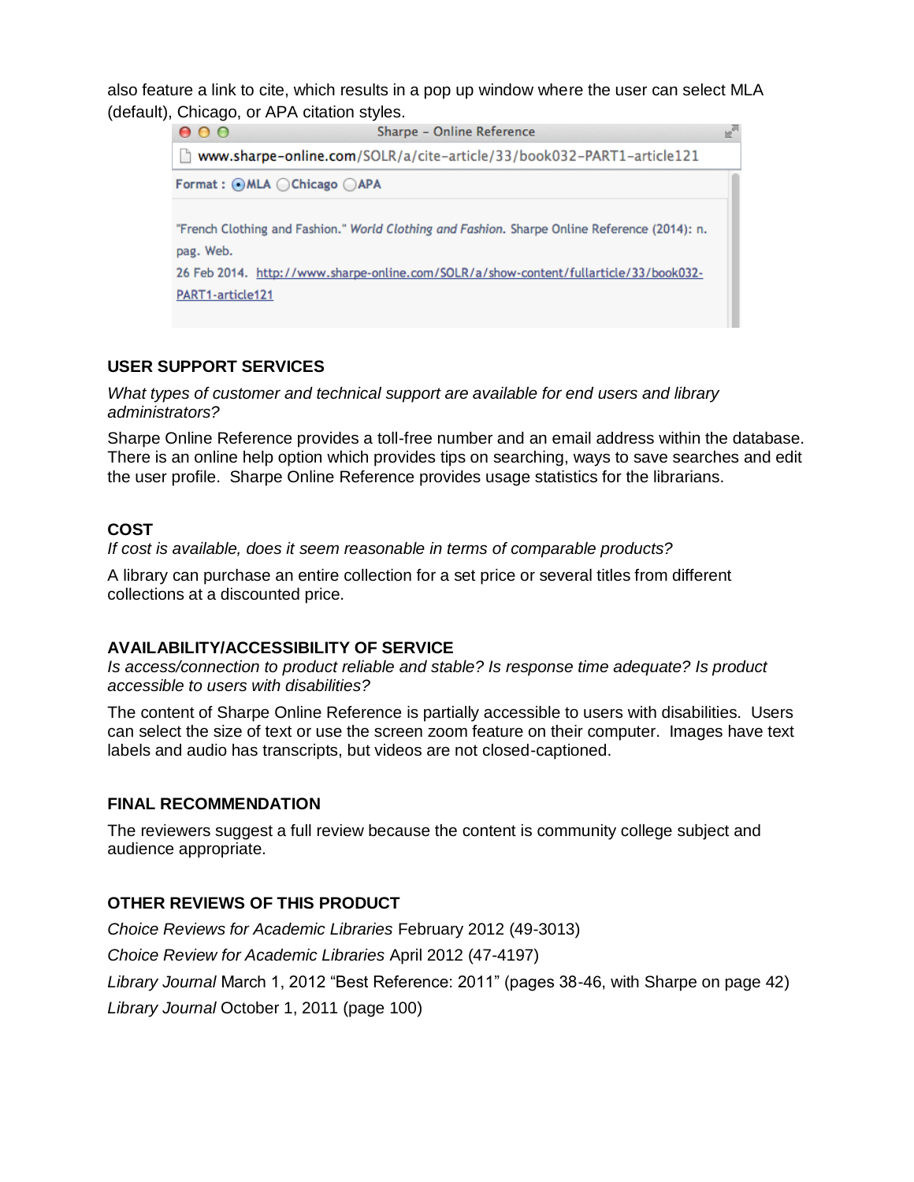also feature a link to cite, which results in a pop up window where the user can select MLA (default), Chicago, or APA citation styles.

## USER SUPPORT SERVICES

*What types of customer and technical support are available for end users and library administrators?*

Sharpe Online Reference provides a toll-free number and an email address within the database. There is an online help option which provides tips on searching, ways to save searches and edit the user profile. Sharpe Online Reference provides usage statistics for the librarians.

## COST

*If cost is available, does it seem reasonable in terms of comparable products?*

A library can purchase an entire collection for a set price or several titles from different collections at a discounted price.

## AVAILABILITY/ACCESSIBILITY OF SERVICE

*Is access/connection to product reliable and stable? Is response time adequate? Is product accessible to users with disabilities?*

The content of Sharpe Online Reference is partially accessible to users with disabilities. Users can select the size of text or use the screen zoom feature on their computer. Images have text labels and audio has transcripts, but videos are not closed-captioned.

## FINAL RECOMMENDATION

The reviewers suggest a full review because the content is community college subject and audience appropriate.

## OTHER REVIEWS OF THIS PRODUCT

*Choice Reviews for Academic Libraries* February 2012 (49-3013)

*Choice Review for Academic Libraries* April 2012 (47-4197)

*Library Journal* March 1, 2012 “Best Reference: 2011” (pages 38-46, with Sharpe on page 42)

*Library Journal* October 1, 2011 (page 100)